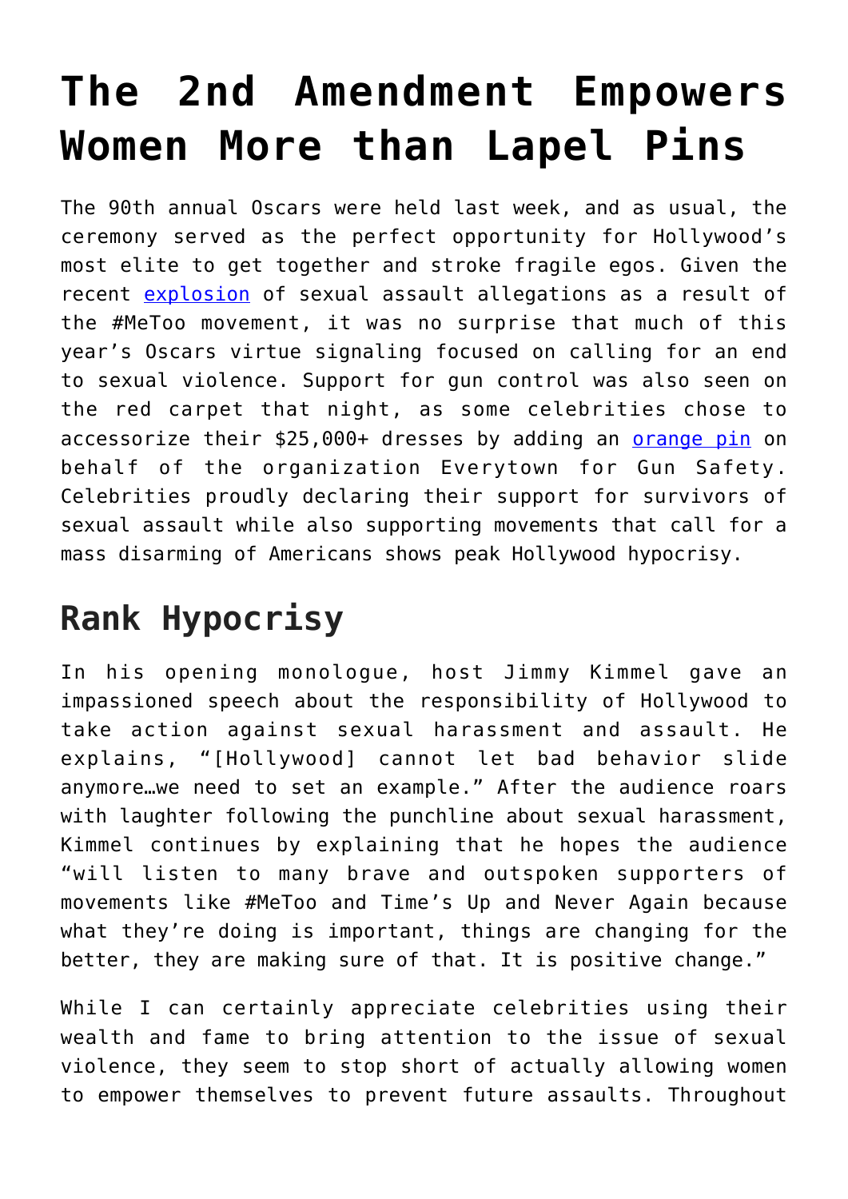# The 2nd Amendment Empowers Women More than Lapel Pins

The 90th annual Oscars were held last week, and as usual, the ceremony served as the perfect opportunity for Hollywood's most elite to get together and stroke fragile egos. Given the recent explosion of sexual assault allegations as a result of the #MeToo movement, it was no surprise that much of this year's Oscars virtue signaling focused on calling for an end to sexual violence. Support for gun control was also seen on the red carpet that night, as some celebrities chose to accessorize their $25,000+ dresses by adding an orange pin on behalf of the organization Everytown for Gun Safety. Celebrities proudly declaring their support for survivors of sexual assault while also supporting movements that call for a mass disarming of Americans shows peak Hollywood hypocrisy.

## Rank Hypocrisy

In his opening monologue, host Jimmy Kimmel gave an impassioned speech about the responsibility of Hollywood to take action against sexual harassment and assault. He explains, "[Hollywood] cannot let bad behavior slide anymore…we need to set an example." After the audience roars with laughter following the punchline about sexual harassment, Kimmel continues by explaining that he hopes the audience "will listen to many brave and outspoken supporters of movements like #MeToo and Time's Up and Never Again because what they're doing is important, things are changing for the better, they are making sure of that. It is positive change."

While I can certainly appreciate celebrities using their wealth and fame to bring attention to the issue of sexual violence, they seem to stop short of actually allowing women to empower themselves to prevent future assaults. Throughout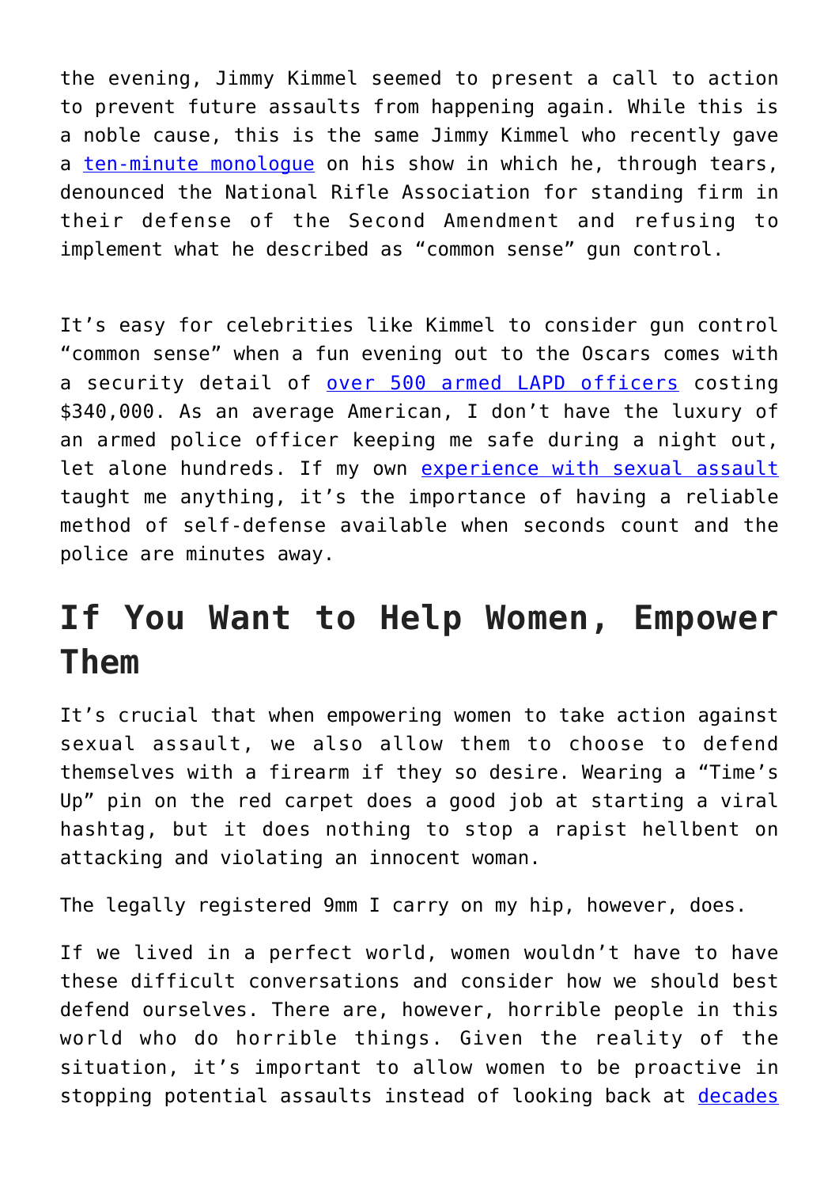the evening, Jimmy Kimmel seemed to present a call to action to prevent future assaults from happening again. While this is a noble cause, this is the same Jimmy Kimmel who recently gave a ten-minute monologue on his show in which he, through tears, denounced the National Rifle Association for standing firm in their defense of the Second Amendment and refusing to implement what he described as “common sense” gun control.

It’s easy for celebrities like Kimmel to consider gun control “common sense” when a fun evening out to the Oscars comes with a security detail of over 500 armed LAPD officers costing $340,000. As an average American, I don’t have the luxury of an armed police officer keeping me safe during a night out, let alone hundreds. If my own experience with sexual assault taught me anything, it’s the importance of having a reliable method of self-defense available when seconds count and the police are minutes away.

## If You Want to Help Women, Empower Them

It’s crucial that when empowering women to take action against sexual assault, we also allow them to choose to defend themselves with a firearm if they so desire. Wearing a “Time’s Up” pin on the red carpet does a good job at starting a viral hashtag, but it does nothing to stop a rapist hellbent on attacking and violating an innocent woman.

The legally registered 9mm I carry on my hip, however, does.

If we lived in a perfect world, women wouldn’t have to have these difficult conversations and consider how we should best defend ourselves. There are, however, horrible people in this world who do horrible things. Given the reality of the situation, it’s important to allow women to be proactive in stopping potential assaults instead of looking back at decades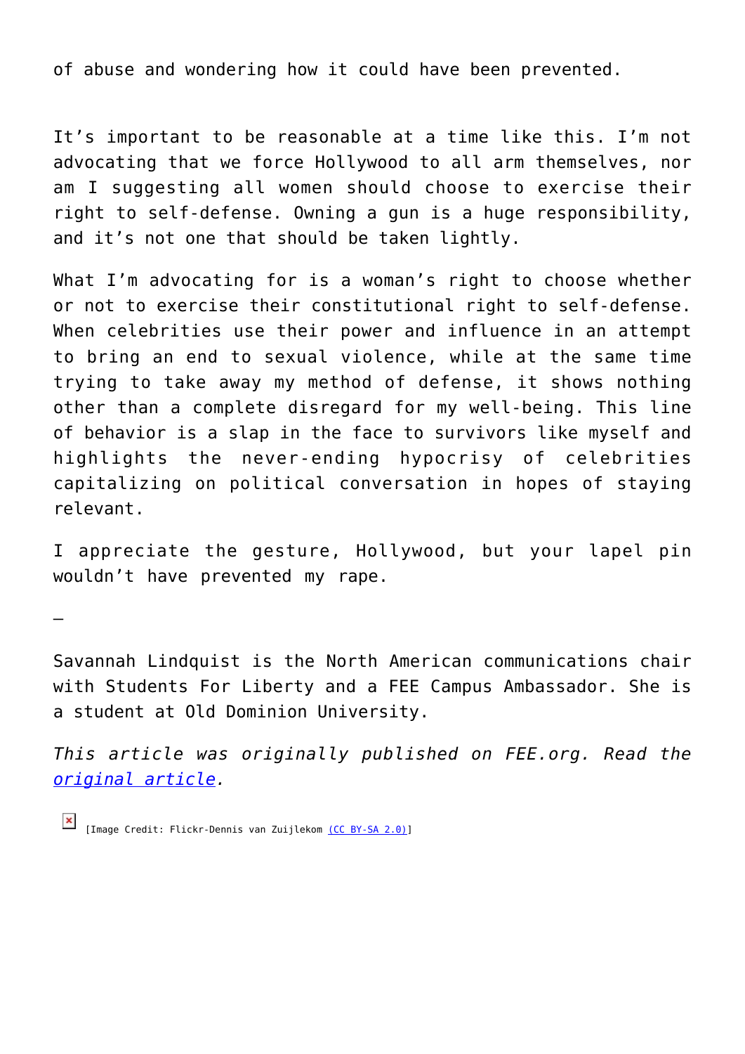of abuse and wondering how it could have been prevented.

It's important to be reasonable at a time like this. I'm not advocating that we force Hollywood to all arm themselves, nor am I suggesting all women should choose to exercise their right to self-defense. Owning a gun is a huge responsibility, and it's not one that should be taken lightly.

What I'm advocating for is a woman's right to choose whether or not to exercise their constitutional right to self-defense. When celebrities use their power and influence in an attempt to bring an end to sexual violence, while at the same time trying to take away my method of defense, it shows nothing other than a complete disregard for my well-being. This line of behavior is a slap in the face to survivors like myself and highlights the never-ending hypocrisy of celebrities capitalizing on political conversation in hopes of staying relevant.

I appreciate the gesture, Hollywood, but your lapel pin wouldn't have prevented my rape.

—

Savannah Lindquist is the North American communications chair with Students For Liberty and a FEE Campus Ambassador. She is a student at Old Dominion University.

*This article was originally published on FEE.org. Read the [original article](original article).*

[Image Credit: Flickr-Dennis van Zuijlekom (CC BY-SA 2.0)]